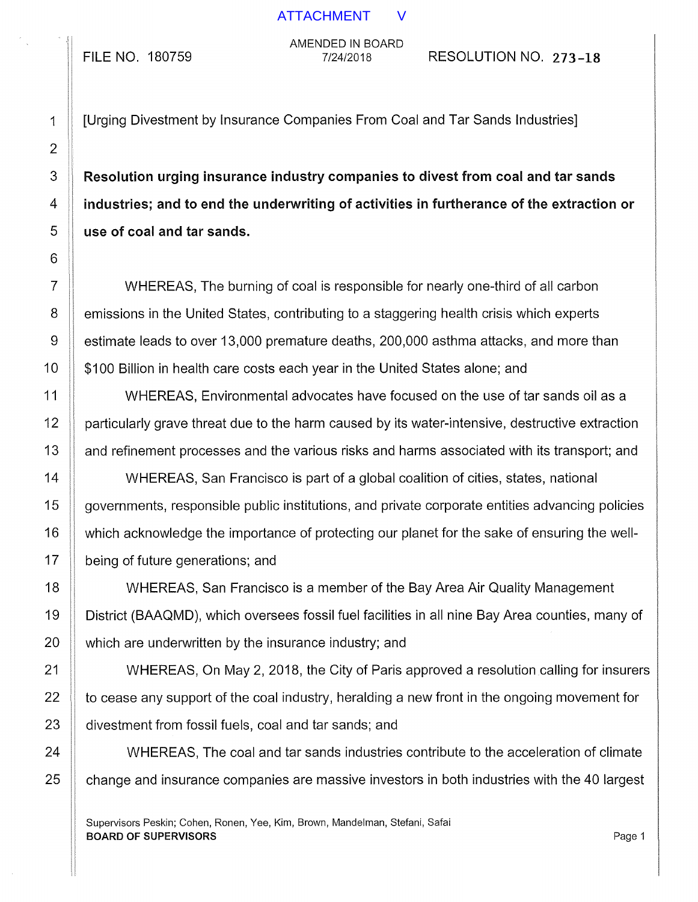ATTACHMENT V

FILE NO. 180759

AMENDED IN BOARD
7/24/2018

RESOLUTION NO. 273-18

[Urging Divestment by Insurance Companies From Coal and Tar Sands Industries]

**Resolution urging insurance industry companies to divest from coal and tar sands industries; and to end the underwriting of activities in furtherance of the extraction or use of coal and tar sands.**

WHEREAS, The burning of coal is responsible for nearly one-third of all carbon emissions in the United States, contributing to a staggering health crisis which experts estimate leads to over 13,000 premature deaths, 200,000 asthma attacks, and more than $100 Billion in health care costs each year in the United States alone; and

WHEREAS, Environmental advocates have focused on the use of tar sands oil as a particularly grave threat due to the harm caused by its water-intensive, destructive extraction and refinement processes and the various risks and harms associated with its transport; and

WHEREAS, San Francisco is part of a global coalition of cities, states, national governments, responsible public institutions, and private corporate entities advancing policies which acknowledge the importance of protecting our planet for the sake of ensuring the well-being of future generations; and

WHEREAS, San Francisco is a member of the Bay Area Air Quality Management District (BAAQMD), which oversees fossil fuel facilities in all nine Bay Area counties, many of which are underwritten by the insurance industry; and

WHEREAS, On May 2, 2018, the City of Paris approved a resolution calling for insurers to cease any support of the coal industry, heralding a new front in the ongoing movement for divestment from fossil fuels, coal and tar sands; and

WHEREAS, The coal and tar sands industries contribute to the acceleration of climate change and insurance companies are massive investors in both industries with the 40 largest

Supervisors Peskin; Cohen, Ronen, Yee, Kim, Brown, Mandelman, Stefani, Safai
**BOARD OF SUPERVISORS**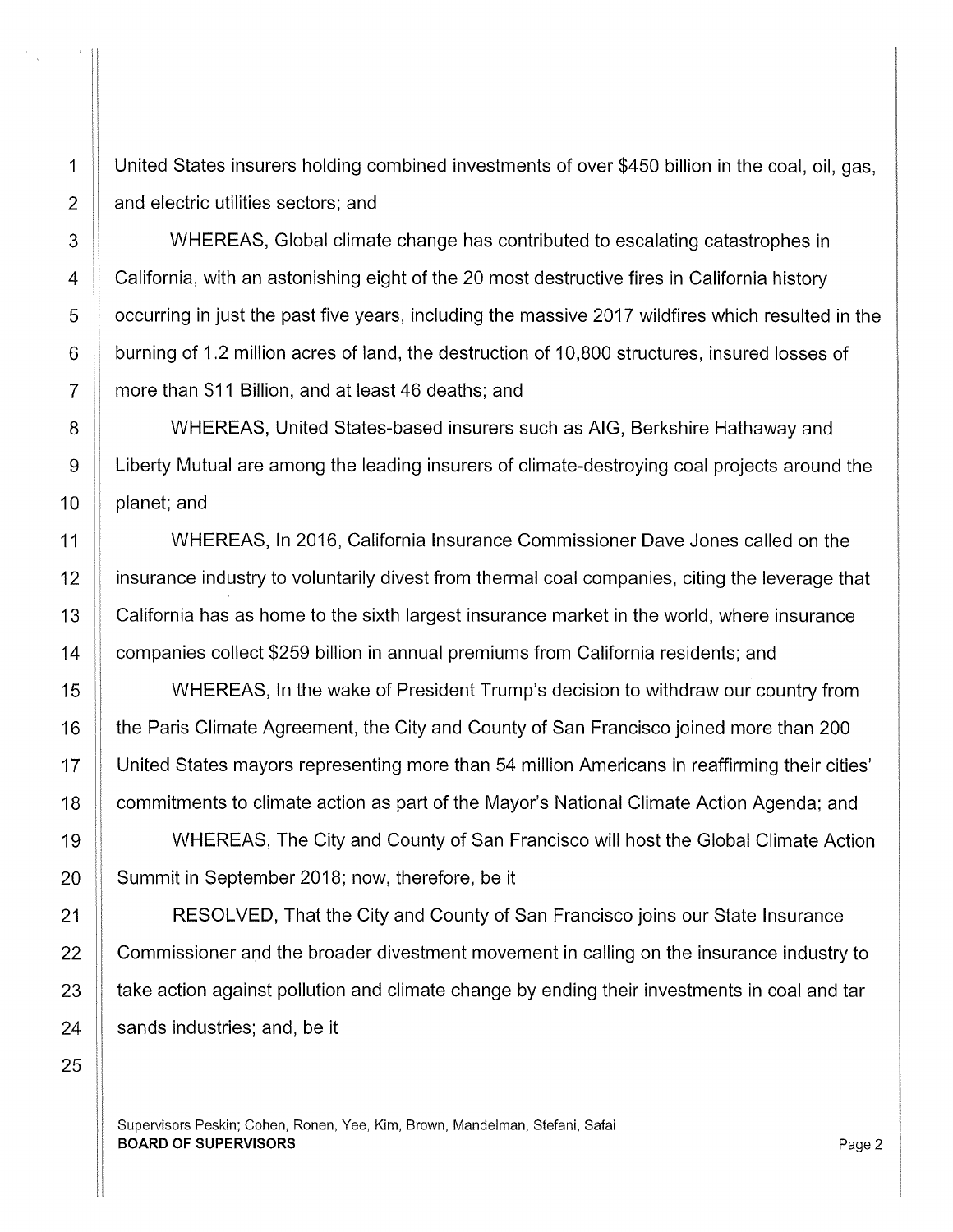United States insurers holding combined investments of over $450 billion in the coal, oil, gas, and electric utilities sectors; and

WHEREAS, Global climate change has contributed to escalating catastrophes in California, with an astonishing eight of the 20 most destructive fires in California history occurring in just the past five years, including the massive 2017 wildfires which resulted in the burning of 1.2 million acres of land, the destruction of 10,800 structures, insured losses of more than $11 Billion, and at least 46 deaths; and

WHEREAS, United States-based insurers such as AIG, Berkshire Hathaway and Liberty Mutual are among the leading insurers of climate-destroying coal projects around the planet; and

WHEREAS, In 2016, California Insurance Commissioner Dave Jones called on the insurance industry to voluntarily divest from thermal coal companies, citing the leverage that California has as home to the sixth largest insurance market in the world, where insurance companies collect $259 billion in annual premiums from California residents; and

WHEREAS, In the wake of President Trump's decision to withdraw our country from the Paris Climate Agreement, the City and County of San Francisco joined more than 200 United States mayors representing more than 54 million Americans in reaffirming their cities' commitments to climate action as part of the Mayor's National Climate Action Agenda; and

WHEREAS, The City and County of San Francisco will host the Global Climate Action Summit in September 2018; now, therefore, be it

RESOLVED, That the City and County of San Francisco joins our State Insurance Commissioner and the broader divestment movement in calling on the insurance industry to take action against pollution and climate change by ending their investments in coal and tar sands industries; and, be it

Supervisors Peskin; Cohen, Ronen, Yee, Kim, Brown, Mandelman, Stefani, Safai
**BOARD OF SUPERVISORS**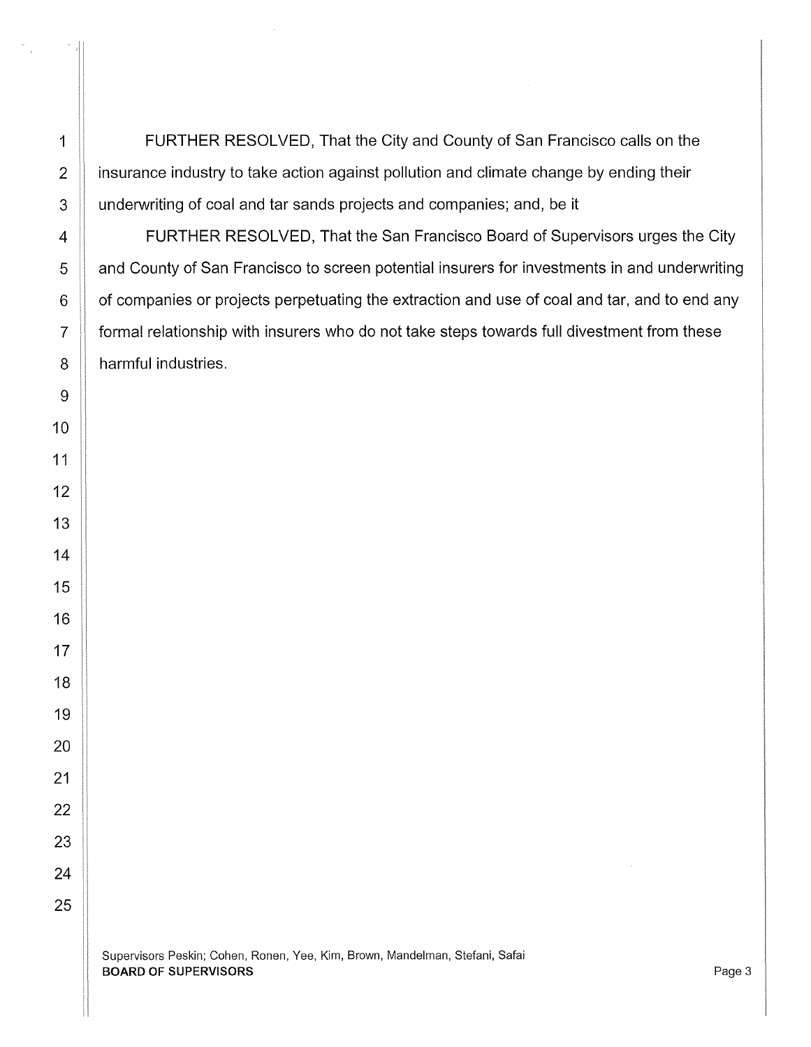FURTHER RESOLVED, That the City and County of San Francisco calls on the insurance industry to take action against pollution and climate change by ending their underwriting of coal and tar sands projects and companies; and, be it

FURTHER RESOLVED, That the San Francisco Board of Supervisors urges the City and County of San Francisco to screen potential insurers for investments in and underwriting of companies or projects perpetuating the extraction and use of coal and tar, and to end any formal relationship with insurers who do not take steps towards full divestment from these harmful industries.

Supervisors Peskin; Cohen, Ronen, Yee, Kim, Brown, Mandelman, Stefani, Safai
**BOARD OF SUPERVISORS**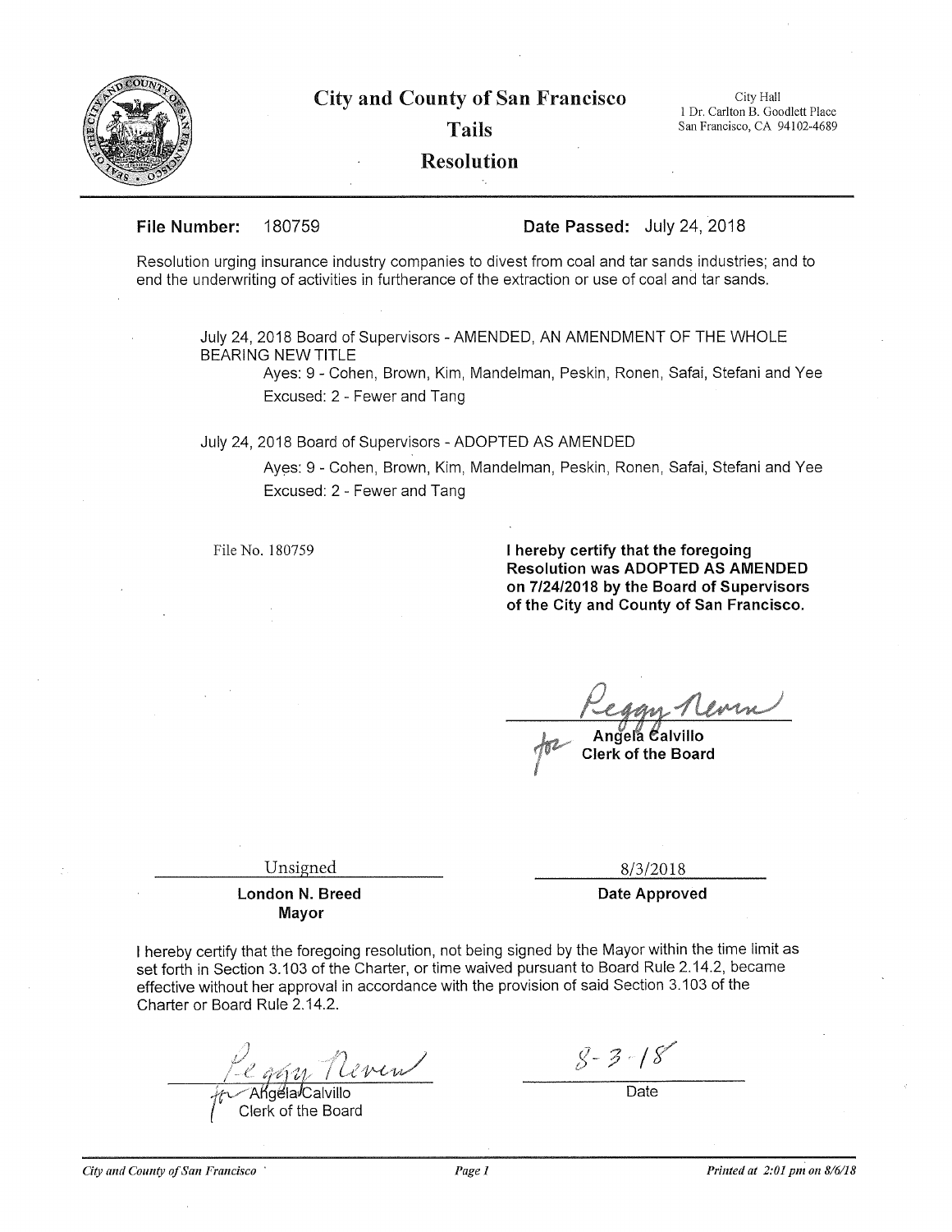# City and County of San Francisco

## Tails

## Resolution

City Hall
1 Dr. Carlton B. Goodlett Place
San Francisco, CA 94102-4689

**File Number:** 180759 **Date Passed:** July 24, 2018

Resolution urging insurance industry companies to divest from coal and tar sands industries; and to end the underwriting of activities in furtherance of the extraction or use of coal and tar sands.

July 24, 2018 Board of Supervisors - AMENDED, AN AMENDMENT OF THE WHOLE BEARING NEW TITLE

Ayes: 9 - Cohen, Brown, Kim, Mandelman, Peskin, Ronen, Safai, Stefani and Yee
Excused: 2 - Fewer and Tang

July 24, 2018 Board of Supervisors - ADOPTED AS AMENDED

Ayes: 9 - Cohen, Brown, Kim, Mandelman, Peskin, Ronen, Safai, Stefani and Yee
Excused: 2 - Fewer and Tang

File No. 180759

**I hereby certify that the foregoing Resolution was ADOPTED AS AMENDED on 7/24/2018 by the Board of Supervisors of the City and County of San Francisco.**

Peggy Nevin
for **Angela Calvillo**
**Clerk of the Board**

Unsigned
**London N. Breed**
**Mayor**

8/3/2018
**Date Approved**

I hereby certify that the foregoing resolution, not being signed by the Mayor within the time limit as set forth in Section 3.103 of the Charter, or time waived pursuant to Board Rule 2.14.2, became effective without her approval in accordance with the provision of said Section 3.103 of the Charter or Board Rule 2.14.2.

Peggy Nevin
for Angela Calvillo
Clerk of the Board

8-3-18
Date